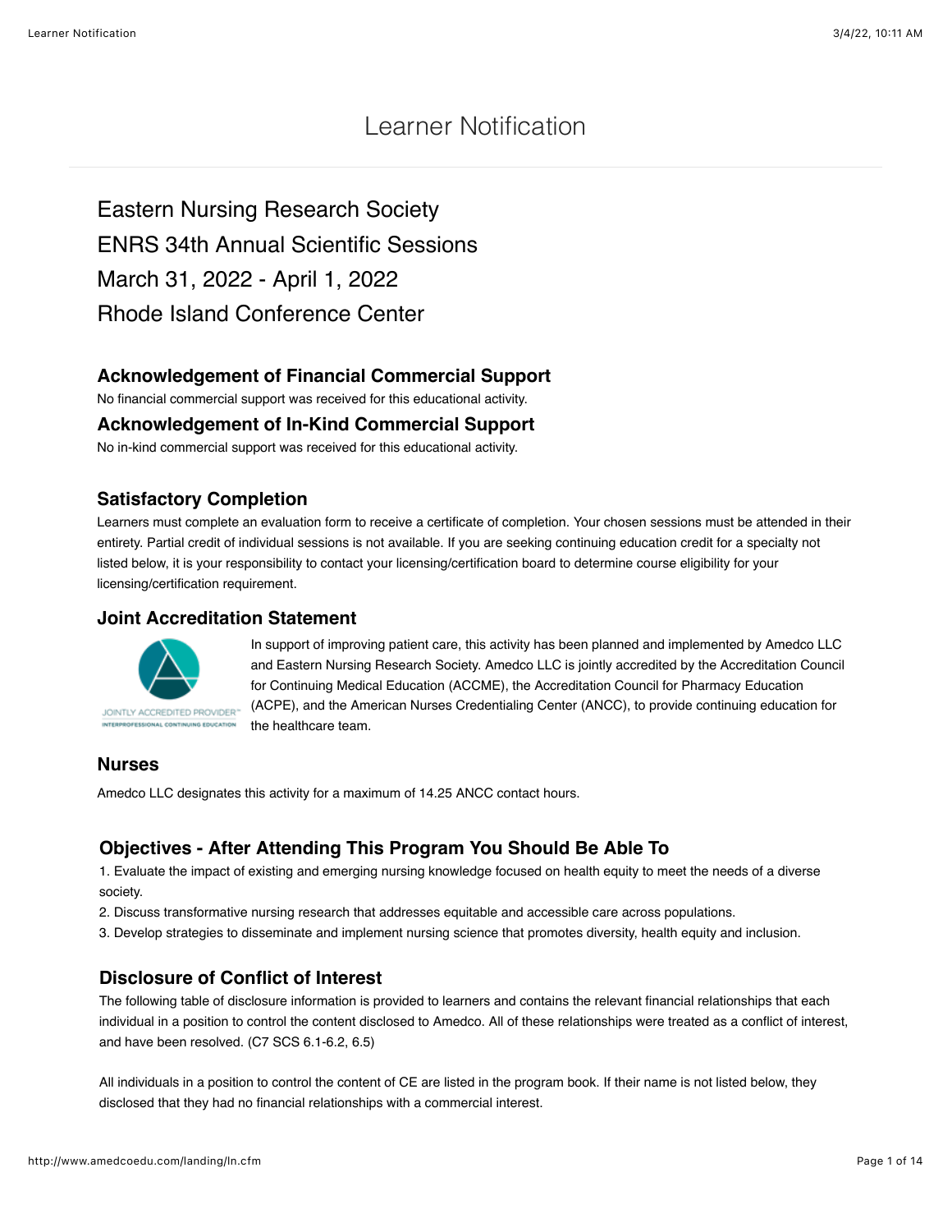# Learner Notification

## Eastern Nursing Research Society
## ENRS 34th Annual Scientific Sessions
## March 31, 2022 - April 1, 2022
## Rhode Island Conference Center

### Acknowledgement of Financial Commercial Support

No financial commercial support was received for this educational activity.

### Acknowledgement of In-Kind Commercial Support

No in-kind commercial support was received for this educational activity.

### Satisfactory Completion

Learners must complete an evaluation form to receive a certificate of completion. Your chosen sessions must be attended in their entirety. Partial credit of individual sessions is not available. If you are seeking continuing education credit for a specialty not listed below, it is your responsibility to contact your licensing/certification board to determine course eligibility for your licensing/certification requirement.

### Joint Accreditation Statement

JOINTLY ACCREDITED PROVIDER™ INTERPROFESSIONAL CONTINUING EDUCATION

In support of improving patient care, this activity has been planned and implemented by Amedco LLC and Eastern Nursing Research Society. Amedco LLC is jointly accredited by the Accreditation Council for Continuing Medical Education (ACCME), the Accreditation Council for Pharmacy Education (ACPE), and the American Nurses Credentialing Center (ANCC), to provide continuing education for the healthcare team.

### Nurses

Amedco LLC designates this activity for a maximum of 14.25 ANCC contact hours.

### Objectives - After Attending This Program You Should Be Able To

1. Evaluate the impact of existing and emerging nursing knowledge focused on health equity to meet the needs of a diverse society.
2. Discuss transformative nursing research that addresses equitable and accessible care across populations.
3. Develop strategies to disseminate and implement nursing science that promotes diversity, health equity and inclusion.

### Disclosure of Conflict of Interest

The following table of disclosure information is provided to learners and contains the relevant financial relationships that each individual in a position to control the content disclosed to Amedco. All of these relationships were treated as a conflict of interest, and have been resolved. (C7 SCS 6.1-6.2, 6.5)

All individuals in a position to control the content of CE are listed in the program book. If their name is not listed below, they disclosed that they had no financial relationships with a commercial interest.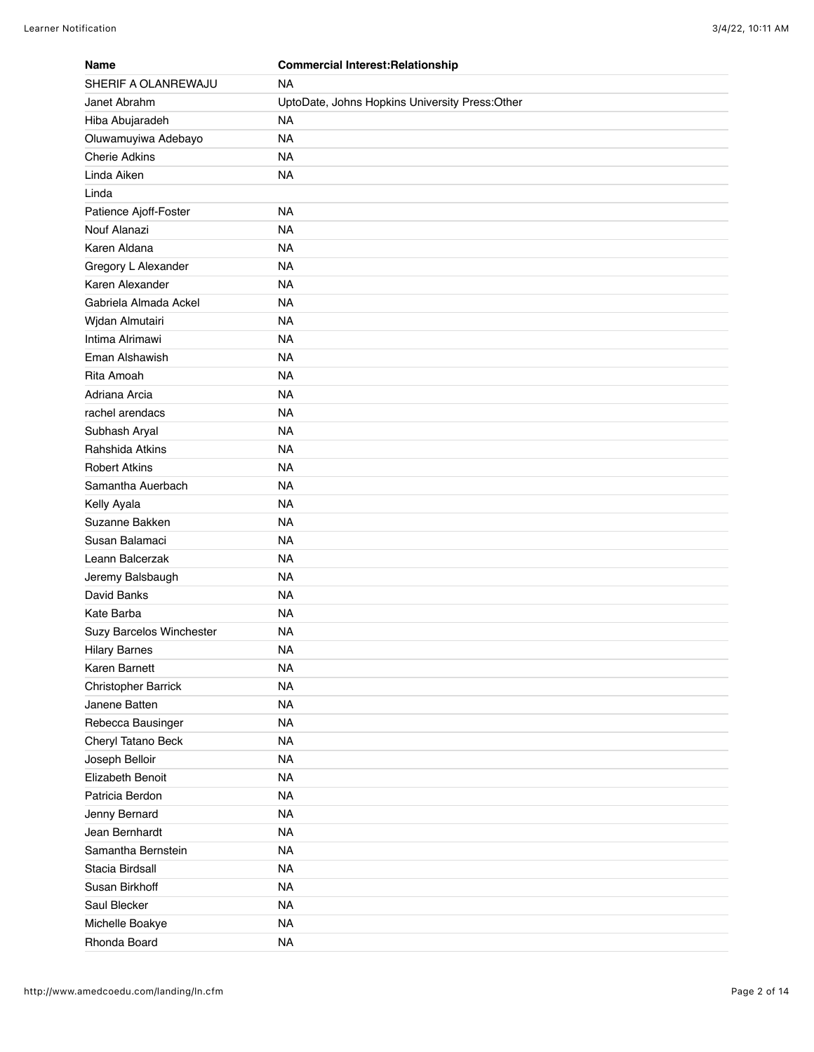| Name | Commercial Interest:Relationship |
| --- | --- |
| SHERIF A OLANREWAJU | NA |
| Janet Abrahm | UptoDate, Johns Hopkins University Press:Other |
| Hiba Abujaradeh | NA |
| Oluwamuyiwa Adebayo | NA |
| Cherie Adkins | NA |
| Linda Aiken | NA |
| Linda | |
| Patience Ajoff-Foster | NA |
| Nouf Alanazi | NA |
| Karen Aldana | NA |
| Gregory L Alexander | NA |
| Karen Alexander | NA |
| Gabriela Almada Ackel | NA |
| Wjdan Almutairi | NA |
| Intima Alrimawi | NA |
| Eman Alshawish | NA |
| Rita Amoah | NA |
| Adriana Arcia | NA |
| rachel arendacs | NA |
| Subhash Aryal | NA |
| Rahshida Atkins | NA |
| Robert Atkins | NA |
| Samantha Auerbach | NA |
| Kelly Ayala | NA |
| Suzanne Bakken | NA |
| Susan Balamaci | NA |
| Leann Balcerzak | NA |
| Jeremy Balsbaugh | NA |
| David Banks | NA |
| Kate Barba | NA |
| Suzy Barcelos Winchester | NA |
| Hilary Barnes | NA |
| Karen Barnett | NA |
| Christopher Barrick | NA |
| Janene Batten | NA |
| Rebecca Bausinger | NA |
| Cheryl Tatano Beck | NA |
| Joseph Belloir | NA |
| Elizabeth Benoit | NA |
| Patricia Berdon | NA |
| Jenny Bernard | NA |
| Jean Bernhardt | NA |
| Samantha Bernstein | NA |
| Stacia Birdsall | NA |
| Susan Birkhoff | NA |
| Saul Blecker | NA |
| Michelle Boakye | NA |
| Rhonda Board | NA |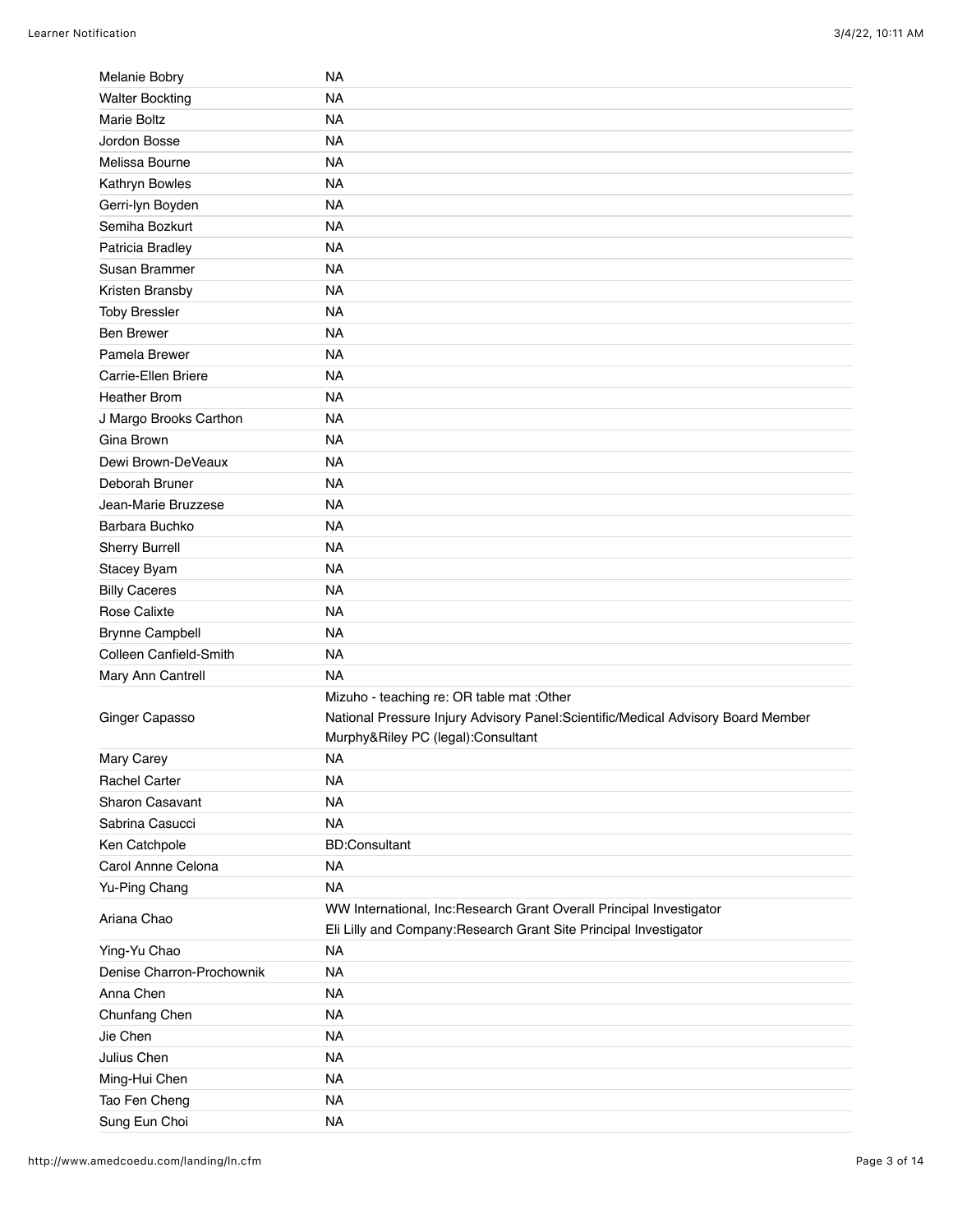| | |
|---|---|
| Melanie Bobry | NA |
| Walter Bockting | NA |
| Marie Boltz | NA |
| Jordon Bosse | NA |
| Melissa Bourne | NA |
| Kathryn Bowles | NA |
| Gerri-lyn Boyden | NA |
| Semiha Bozkurt | NA |
| Patricia Bradley | NA |
| Susan Brammer | NA |
| Kristen Bransby | NA |
| Toby Bressler | NA |
| Ben Brewer | NA |
| Pamela Brewer | NA |
| Carrie-Ellen Briere | NA |
| Heather Brom | NA |
| J Margo Brooks Carthon | NA |
| Gina Brown | NA |
| Dewi Brown-DeVeaux | NA |
| Deborah Bruner | NA |
| Jean-Marie Bruzzese | NA |
| Barbara Buchko | NA |
| Sherry Burrell | NA |
| Stacey Byam | NA |
| Billy Caceres | NA |
| Rose Calixte | NA |
| Brynne Campbell | NA |
| Colleen Canfield-Smith | NA |
| Mary Ann Cantrell | NA |
| Ginger Capasso | Mizuho - teaching re: OR table mat :Other<br>National Pressure Injury Advisory Panel:Scientific/Medical Advisory Board Member<br>Murphy&Riley PC (legal):Consultant |
| Mary Carey | NA |
| Rachel Carter | NA |
| Sharon Casavant | NA |
| Sabrina Casucci | NA |
| Ken Catchpole | BD:Consultant |
| Carol Annne Celona | NA |
| Yu-Ping Chang | NA |
| Ariana Chao | WW International, Inc:Research Grant Overall Principal Investigator<br>Eli Lilly and Company:Research Grant Site Principal Investigator |
| Ying-Yu Chao | NA |
| Denise Charron-Prochownik | NA |
| Anna Chen | NA |
| Chunfang Chen | NA |
| Jie Chen | NA |
| Julius Chen | NA |
| Ming-Hui Chen | NA |
| Tao Fen Cheng | NA |
| Sung Eun Choi | NA |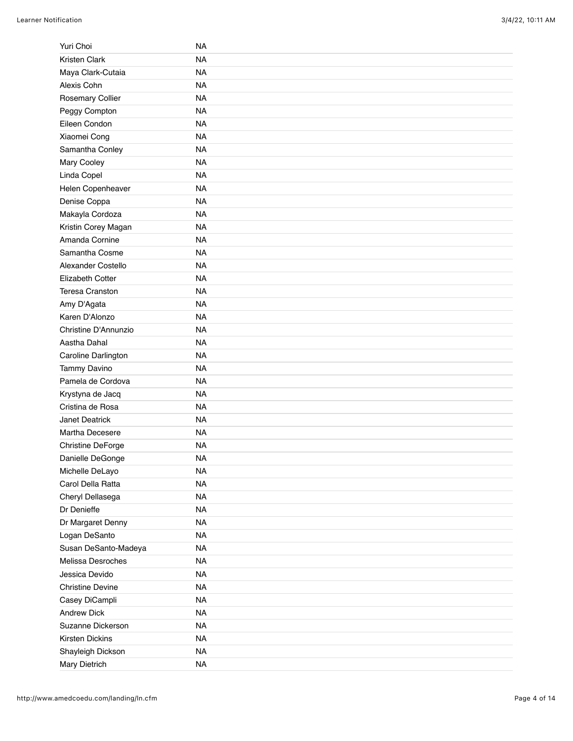| | |
|---|---|
| Yuri Choi | NA |
| Kristen Clark | NA |
| Maya Clark-Cutaia | NA |
| Alexis Cohn | NA |
| Rosemary Collier | NA |
| Peggy Compton | NA |
| Eileen Condon | NA |
| Xiaomei Cong | NA |
| Samantha Conley | NA |
| Mary Cooley | NA |
| Linda Copel | NA |
| Helen Copenheaver | NA |
| Denise Coppa | NA |
| Makayla Cordoza | NA |
| Kristin Corey Magan | NA |
| Amanda Cornine | NA |
| Samantha Cosme | NA |
| Alexander Costello | NA |
| Elizabeth Cotter | NA |
| Teresa Cranston | NA |
| Amy D'Agata | NA |
| Karen D'Alonzo | NA |
| Christine D'Annunzio | NA |
| Aastha Dahal | NA |
| Caroline Darlington | NA |
| Tammy Davino | NA |
| Pamela de Cordova | NA |
| Krystyna de Jacq | NA |
| Cristina de Rosa | NA |
| Janet Deatrick | NA |
| Martha Decesere | NA |
| Christine DeForge | NA |
| Danielle DeGonge | NA |
| Michelle DeLayo | NA |
| Carol Della Ratta | NA |
| Cheryl Dellasega | NA |
| Dr Denieffe | NA |
| Dr Margaret Denny | NA |
| Logan DeSanto | NA |
| Susan DeSanto-Madeya | NA |
| Melissa Desroches | NA |
| Jessica Devido | NA |
| Christine Devine | NA |
| Casey DiCampli | NA |
| Andrew Dick | NA |
| Suzanne Dickerson | NA |
| Kirsten Dickins | NA |
| Shayleigh Dickson | NA |
| Mary Dietrich | NA |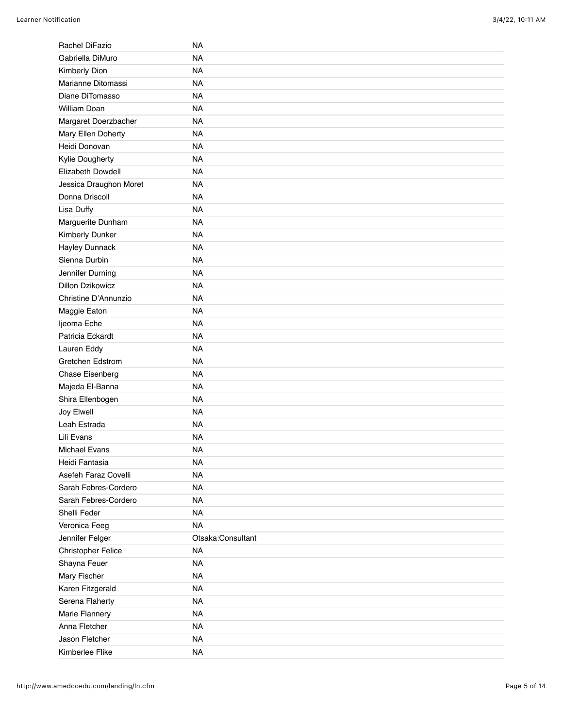| | |
|---|---|
| Rachel DiFazio | NA |
| Gabriella DiMuro | NA |
| Kimberly Dion | NA |
| Marianne Ditomassi | NA |
| Diane DiTomasso | NA |
| William Doan | NA |
| Margaret Doerzbacher | NA |
| Mary Ellen Doherty | NA |
| Heidi Donovan | NA |
| Kylie Dougherty | NA |
| Elizabeth Dowdell | NA |
| Jessica Draughon Moret | NA |
| Donna Driscoll | NA |
| Lisa Duffy | NA |
| Marguerite Dunham | NA |
| Kimberly Dunker | NA |
| Hayley Dunnack | NA |
| Sienna Durbin | NA |
| Jennifer Durning | NA |
| Dillon Dzikowicz | NA |
| Christine D'Annunzio | NA |
| Maggie Eaton | NA |
| Ijeoma Eche | NA |
| Patricia Eckardt | NA |
| Lauren Eddy | NA |
| Gretchen Edstrom | NA |
| Chase Eisenberg | NA |
| Majeda El-Banna | NA |
| Shira Ellenbogen | NA |
| Joy Elwell | NA |
| Leah Estrada | NA |
| Lili Evans | NA |
| Michael Evans | NA |
| Heidi Fantasia | NA |
| Asefeh Faraz Covelli | NA |
| Sarah Febres-Cordero | NA |
| Sarah Febres-Cordero | NA |
| Shelli Feder | NA |
| Veronica Feeg | NA |
| Jennifer Felger | Otsaka:Consultant |
| Christopher Felice | NA |
| Shayna Feuer | NA |
| Mary Fischer | NA |
| Karen Fitzgerald | NA |
| Serena Flaherty | NA |
| Marie Flannery | NA |
| Anna Fletcher | NA |
| Jason Fletcher | NA |
| Kimberlee Flike | NA |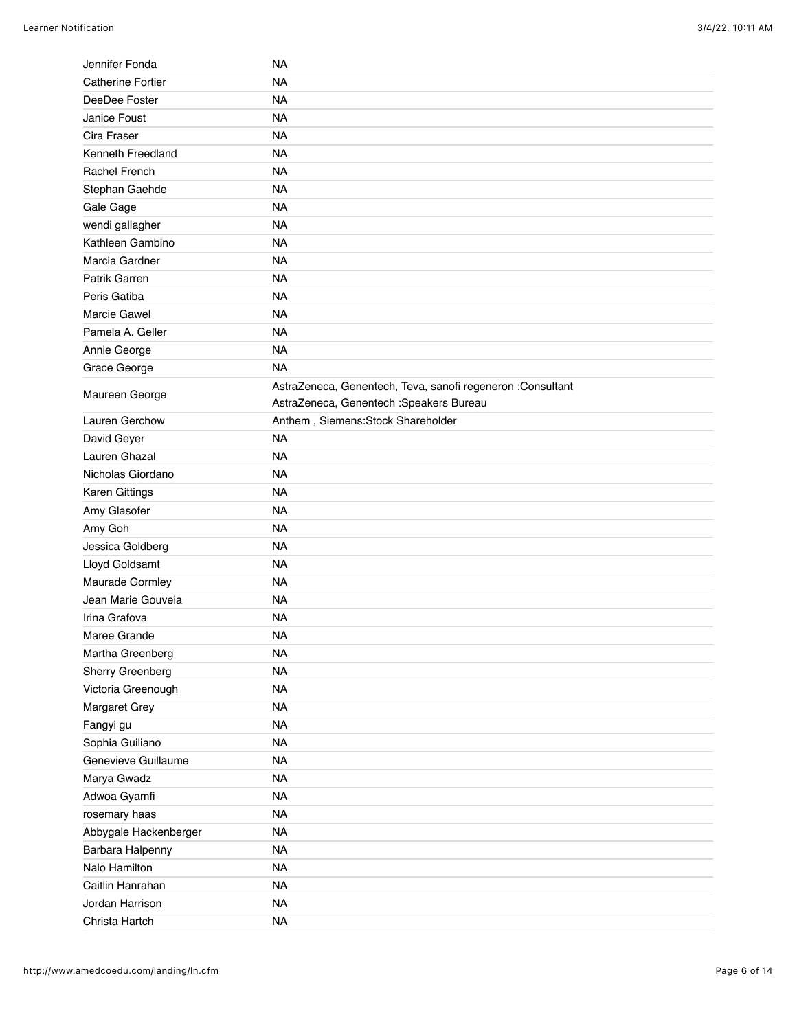| | |
|---|---|
| Jennifer Fonda | NA |
| Catherine Fortier | NA |
| DeeDee Foster | NA |
| Janice Foust | NA |
| Cira Fraser | NA |
| Kenneth Freedland | NA |
| Rachel French | NA |
| Stephan Gaehde | NA |
| Gale Gage | NA |
| wendi gallagher | NA |
| Kathleen Gambino | NA |
| Marcia Gardner | NA |
| Patrik Garren | NA |
| Peris Gatiba | NA |
| Marcie Gawel | NA |
| Pamela A. Geller | NA |
| Annie George | NA |
| Grace George | NA |
| Maureen George | AstraZeneca, Genentech, Teva, sanofi regeneron :Consultant<br>AstraZeneca, Genentech :Speakers Bureau |
| Lauren Gerchow | Anthem , Siemens:Stock Shareholder |
| David Geyer | NA |
| Lauren Ghazal | NA |
| Nicholas Giordano | NA |
| Karen Gittings | NA |
| Amy Glasofer | NA |
| Amy Goh | NA |
| Jessica Goldberg | NA |
| Lloyd Goldsamt | NA |
| Maurade Gormley | NA |
| Jean Marie Gouveia | NA |
| Irina Grafova | NA |
| Maree Grande | NA |
| Martha Greenberg | NA |
| Sherry Greenberg | NA |
| Victoria Greenough | NA |
| Margaret Grey | NA |
| Fangyi gu | NA |
| Sophia Guiliano | NA |
| Genevieve Guillaume | NA |
| Marya Gwadz | NA |
| Adwoa Gyamfi | NA |
| rosemary haas | NA |
| Abbygale Hackenberger | NA |
| Barbara Halpenny | NA |
| Nalo Hamilton | NA |
| Caitlin Hanrahan | NA |
| Jordan Harrison | NA |
| Christa Hartch | NA |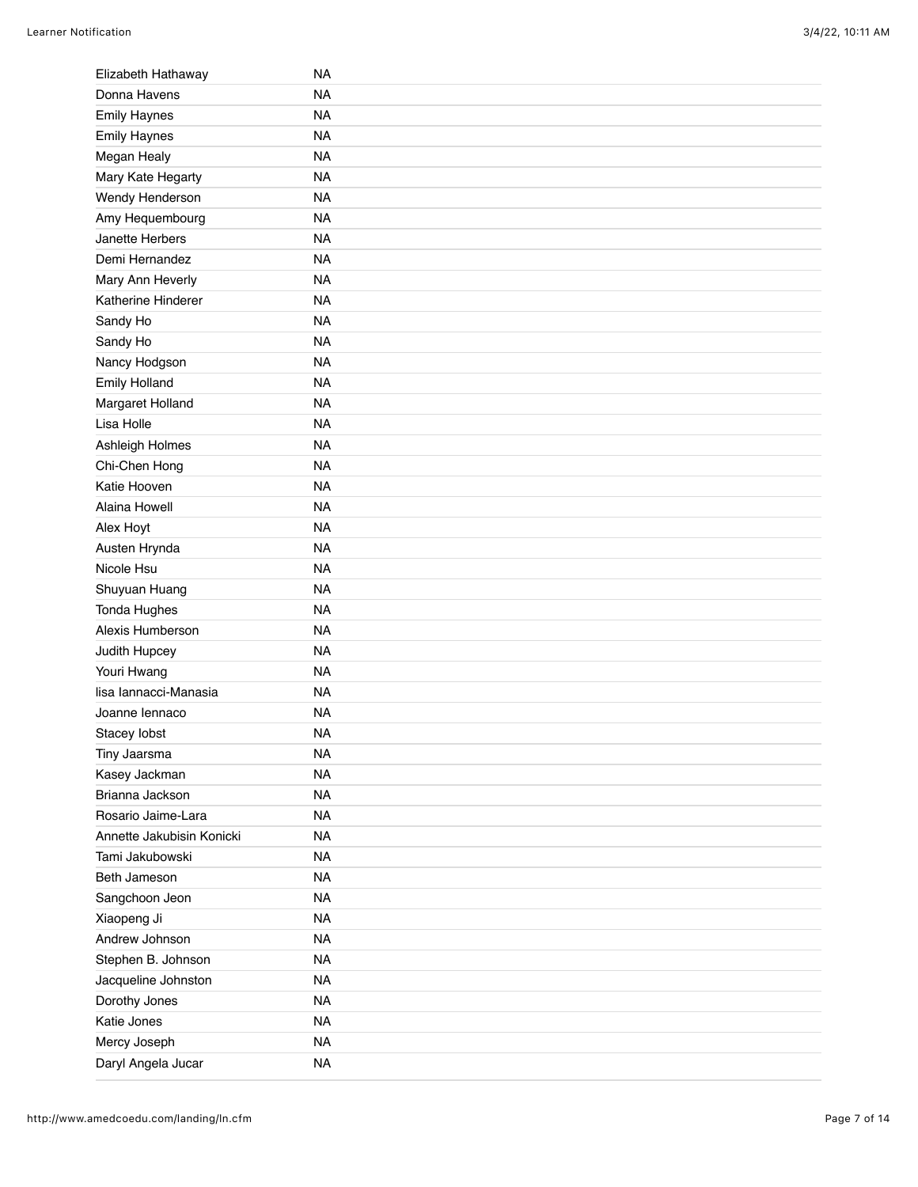| | |
|---|---|
| Elizabeth Hathaway | NA |
| Donna Havens | NA |
| Emily Haynes | NA |
| Emily Haynes | NA |
| Megan Healy | NA |
| Mary Kate Hegarty | NA |
| Wendy Henderson | NA |
| Amy Hequembourg | NA |
| Janette Herbers | NA |
| Demi Hernandez | NA |
| Mary Ann Heverly | NA |
| Katherine Hinderer | NA |
| Sandy Ho | NA |
| Sandy Ho | NA |
| Nancy Hodgson | NA |
| Emily Holland | NA |
| Margaret Holland | NA |
| Lisa Holle | NA |
| Ashleigh Holmes | NA |
| Chi-Chen Hong | NA |
| Katie Hooven | NA |
| Alaina Howell | NA |
| Alex Hoyt | NA |
| Austen Hrynda | NA |
| Nicole Hsu | NA |
| Shuyuan Huang | NA |
| Tonda Hughes | NA |
| Alexis Humberson | NA |
| Judith Hupcey | NA |
| Youri Hwang | NA |
| lisa Iannacci-Manasia | NA |
| Joanne Iennaco | NA |
| Stacey Iobst | NA |
| Tiny Jaarsma | NA |
| Kasey Jackman | NA |
| Brianna Jackson | NA |
| Rosario Jaime-Lara | NA |
| Annette Jakubisin Konicki | NA |
| Tami Jakubowski | NA |
| Beth Jameson | NA |
| Sangchoon Jeon | NA |
| Xiaopeng Ji | NA |
| Andrew Johnson | NA |
| Stephen B. Johnson | NA |
| Jacqueline Johnston | NA |
| Dorothy Jones | NA |
| Katie Jones | NA |
| Mercy Joseph | NA |
| Daryl Angela Jucar | NA |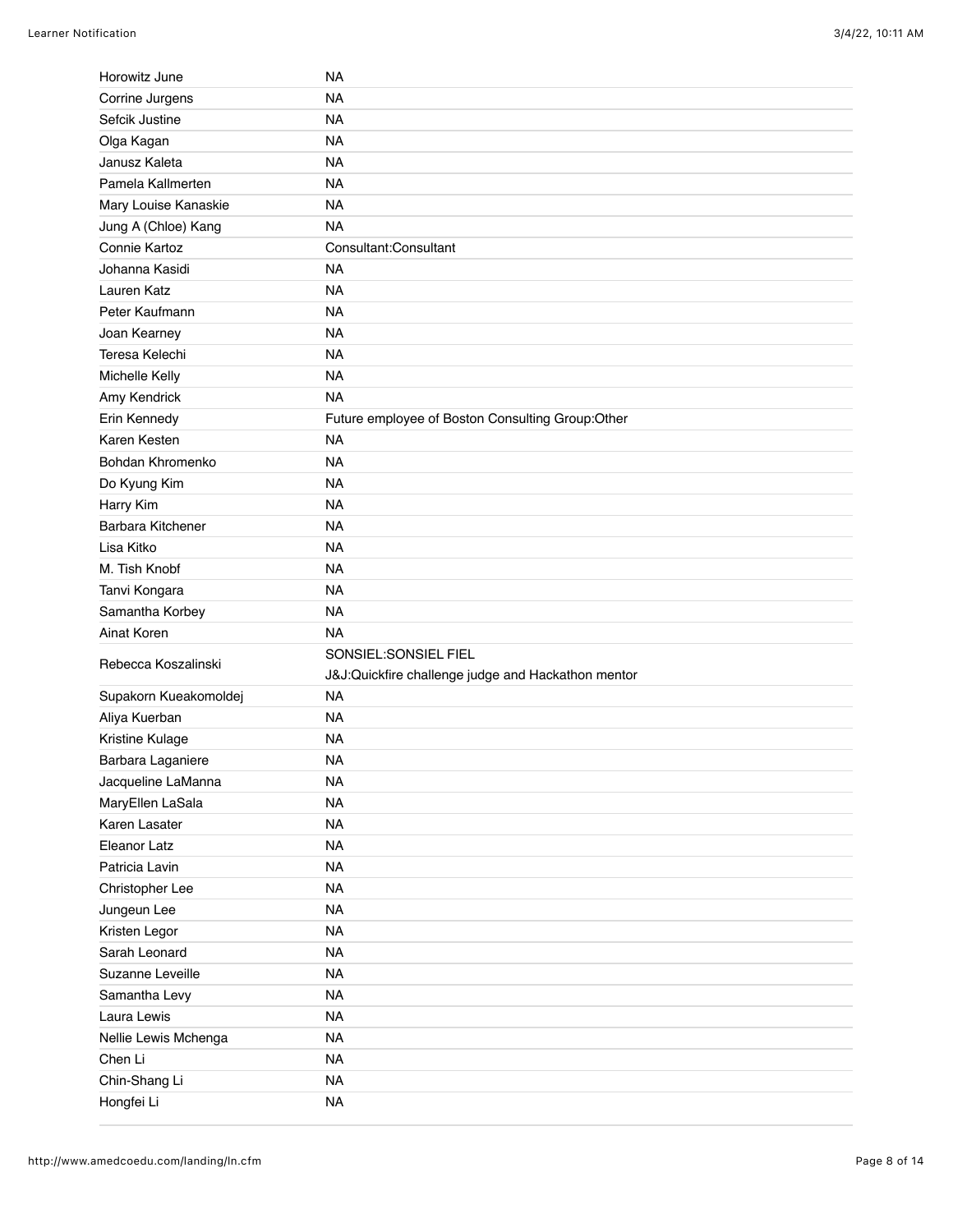| | |
|---|---|
| Horowitz June | NA |
| Corrine Jurgens | NA |
| Sefcik Justine | NA |
| Olga Kagan | NA |
| Janusz Kaleta | NA |
| Pamela Kallmerten | NA |
| Mary Louise Kanaskie | NA |
| Jung A (Chloe) Kang | NA |
| Connie Kartoz | Consultant:Consultant |
| Johanna Kasidi | NA |
| Lauren Katz | NA |
| Peter Kaufmann | NA |
| Joan Kearney | NA |
| Teresa Kelechi | NA |
| Michelle Kelly | NA |
| Amy Kendrick | NA |
| Erin Kennedy | Future employee of Boston Consulting Group:Other |
| Karen Kesten | NA |
| Bohdan Khromenko | NA |
| Do Kyung Kim | NA |
| Harry Kim | NA |
| Barbara Kitchener | NA |
| Lisa Kitko | NA |
| M. Tish Knobf | NA |
| Tanvi Kongara | NA |
| Samantha Korbey | NA |
| Ainat Koren | NA |
| Rebecca Koszalinski | SONSIEL:SONSIEL FIEL<br>J&J:Quickfire challenge judge and Hackathon mentor |
| Supakorn Kueakomoldej | NA |
| Aliya Kuerban | NA |
| Kristine Kulage | NA |
| Barbara Laganiere | NA |
| Jacqueline LaManna | NA |
| MaryEllen LaSala | NA |
| Karen Lasater | NA |
| Eleanor Latz | NA |
| Patricia Lavin | NA |
| Christopher Lee | NA |
| Jungeun Lee | NA |
| Kristen Legor | NA |
| Sarah Leonard | NA |
| Suzanne Leveille | NA |
| Samantha Levy | NA |
| Laura Lewis | NA |
| Nellie Lewis Mchenga | NA |
| Chen Li | NA |
| Chin-Shang Li | NA |
| Hongfei Li | NA |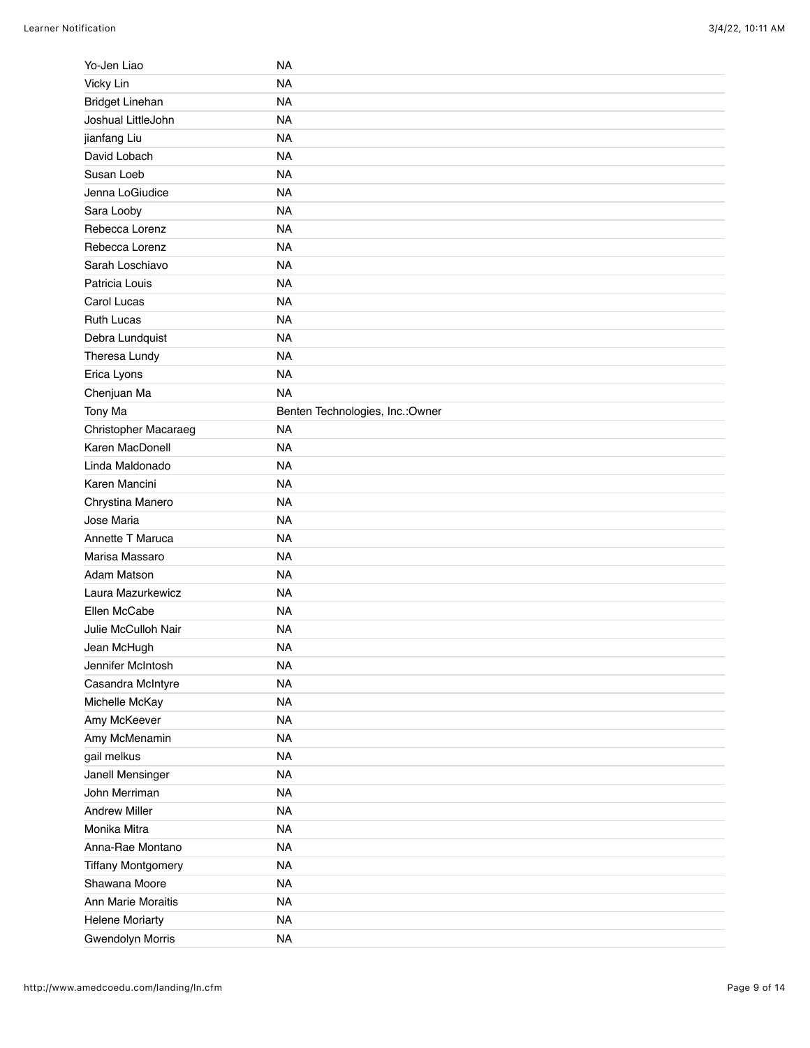| | |
|---|---|
| Yo-Jen Liao | NA |
| Vicky Lin | NA |
| Bridget Linehan | NA |
| Joshual LittleJohn | NA |
| jianfang Liu | NA |
| David Lobach | NA |
| Susan Loeb | NA |
| Jenna LoGiudice | NA |
| Sara Looby | NA |
| Rebecca Lorenz | NA |
| Rebecca Lorenz | NA |
| Sarah Loschiavo | NA |
| Patricia Louis | NA |
| Carol Lucas | NA |
| Ruth Lucas | NA |
| Debra Lundquist | NA |
| Theresa Lundy | NA |
| Erica Lyons | NA |
| Chenjuan Ma | NA |
| Tony Ma | Benten Technologies, Inc.:Owner |
| Christopher Macaraeg | NA |
| Karen MacDonell | NA |
| Linda Maldonado | NA |
| Karen Mancini | NA |
| Chrystina Manero | NA |
| Jose Maria | NA |
| Annette T Maruca | NA |
| Marisa Massaro | NA |
| Adam Matson | NA |
| Laura Mazurkewicz | NA |
| Ellen McCabe | NA |
| Julie McCulloh Nair | NA |
| Jean McHugh | NA |
| Jennifer McIntosh | NA |
| Casandra McIntyre | NA |
| Michelle McKay | NA |
| Amy McKeever | NA |
| Amy McMenamin | NA |
| gail melkus | NA |
| Janell Mensinger | NA |
| John Merriman | NA |
| Andrew Miller | NA |
| Monika Mitra | NA |
| Anna-Rae Montano | NA |
| Tiffany Montgomery | NA |
| Shawana Moore | NA |
| Ann Marie Moraitis | NA |
| Helene Moriarty | NA |
| Gwendolyn Morris | NA |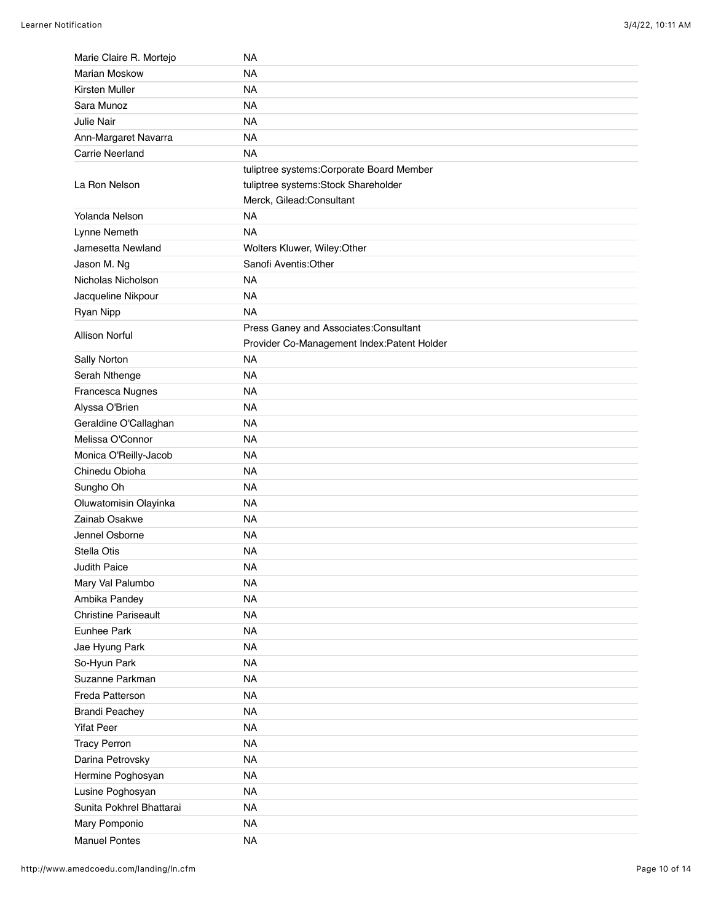| | |
|---|---|
| Marie Claire R. Mortejo | NA |
| Marian Moskow | NA |
| Kirsten Muller | NA |
| Sara Munoz | NA |
| Julie Nair | NA |
| Ann-Margaret Navarra | NA |
| Carrie Neerland | NA |
| La Ron Nelson | tuliptree systems:Corporate Board Member<br>tuliptree systems:Stock Shareholder<br>Merck, Gilead:Consultant |
| Yolanda Nelson | NA |
| Lynne Nemeth | NA |
| Jamesetta Newland | Wolters Kluwer, Wiley:Other |
| Jason M. Ng | Sanofi Aventis:Other |
| Nicholas Nicholson | NA |
| Jacqueline Nikpour | NA |
| Ryan Nipp | NA |
| Allison Norful | Press Ganey and Associates:Consultant<br>Provider Co-Management Index:Patent Holder |
| Sally Norton | NA |
| Serah Nthenge | NA |
| Francesca Nugnes | NA |
| Alyssa O'Brien | NA |
| Geraldine O'Callaghan | NA |
| Melissa O'Connor | NA |
| Monica O'Reilly-Jacob | NA |
| Chinedu Obioha | NA |
| Sungho Oh | NA |
| Oluwatomisin Olayinka | NA |
| Zainab Osakwe | NA |
| Jennel Osborne | NA |
| Stella Otis | NA |
| Judith Paice | NA |
| Mary Val Palumbo | NA |
| Ambika Pandey | NA |
| Christine Pariseault | NA |
| Eunhee Park | NA |
| Jae Hyung Park | NA |
| So-Hyun Park | NA |
| Suzanne Parkman | NA |
| Freda Patterson | NA |
| Brandi Peachey | NA |
| Yifat Peer | NA |
| Tracy Perron | NA |
| Darina Petrovsky | NA |
| Hermine Poghosyan | NA |
| Lusine Poghosyan | NA |
| Sunita Pokhrel Bhattarai | NA |
| Mary Pomponio | NA |
| Manuel Pontes | NA |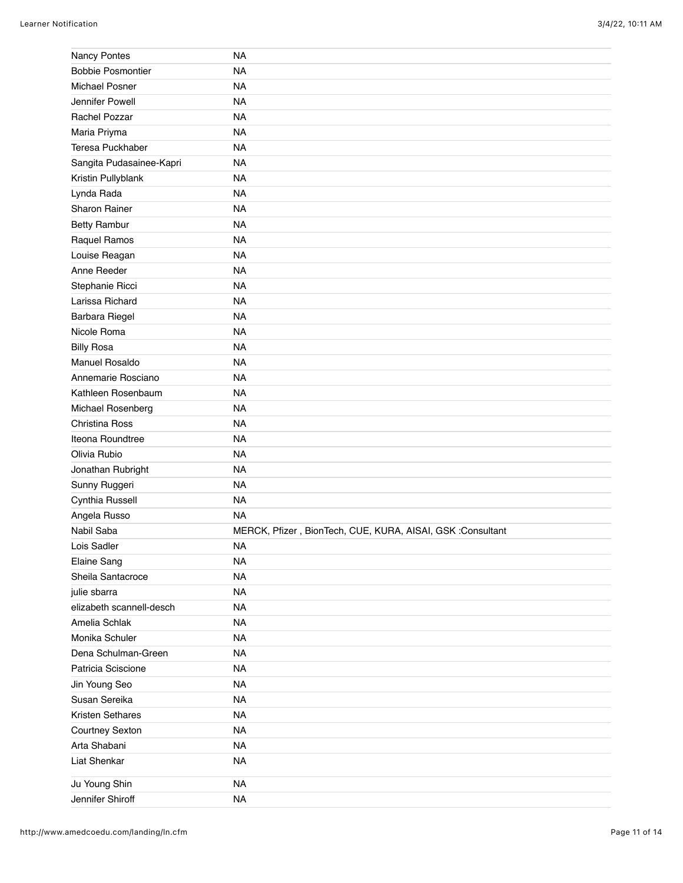| | |
|---|---|
| Nancy Pontes | NA |
| Bobbie Posmontier | NA |
| Michael Posner | NA |
| Jennifer Powell | NA |
| Rachel Pozzar | NA |
| Maria Priyma | NA |
| Teresa Puckhaber | NA |
| Sangita Pudasainee-Kapri | NA |
| Kristin Pullyblank | NA |
| Lynda Rada | NA |
| Sharon Rainer | NA |
| Betty Rambur | NA |
| Raquel Ramos | NA |
| Louise Reagan | NA |
| Anne Reeder | NA |
| Stephanie Ricci | NA |
| Larissa Richard | NA |
| Barbara Riegel | NA |
| Nicole Roma | NA |
| Billy Rosa | NA |
| Manuel Rosaldo | NA |
| Annemarie Rosciano | NA |
| Kathleen Rosenbaum | NA |
| Michael Rosenberg | NA |
| Christina Ross | NA |
| Iteona Roundtree | NA |
| Olivia Rubio | NA |
| Jonathan Rubright | NA |
| Sunny Ruggeri | NA |
| Cynthia Russell | NA |
| Angela Russo | NA |
| Nabil Saba | MERCK, Pfizer , BionTech, CUE, KURA, AISAI, GSK :Consultant |
| Lois Sadler | NA |
| Elaine Sang | NA |
| Sheila Santacroce | NA |
| julie sbarra | NA |
| elizabeth scannell-desch | NA |
| Amelia Schlak | NA |
| Monika Schuler | NA |
| Dena Schulman-Green | NA |
| Patricia Sciscione | NA |
| Jin Young Seo | NA |
| Susan Sereika | NA |
| Kristen Sethares | NA |
| Courtney Sexton | NA |
| Arta Shabani | NA |
| Liat Shenkar | NA |
| Ju Young Shin | NA |
| Jennifer Shiroff | NA |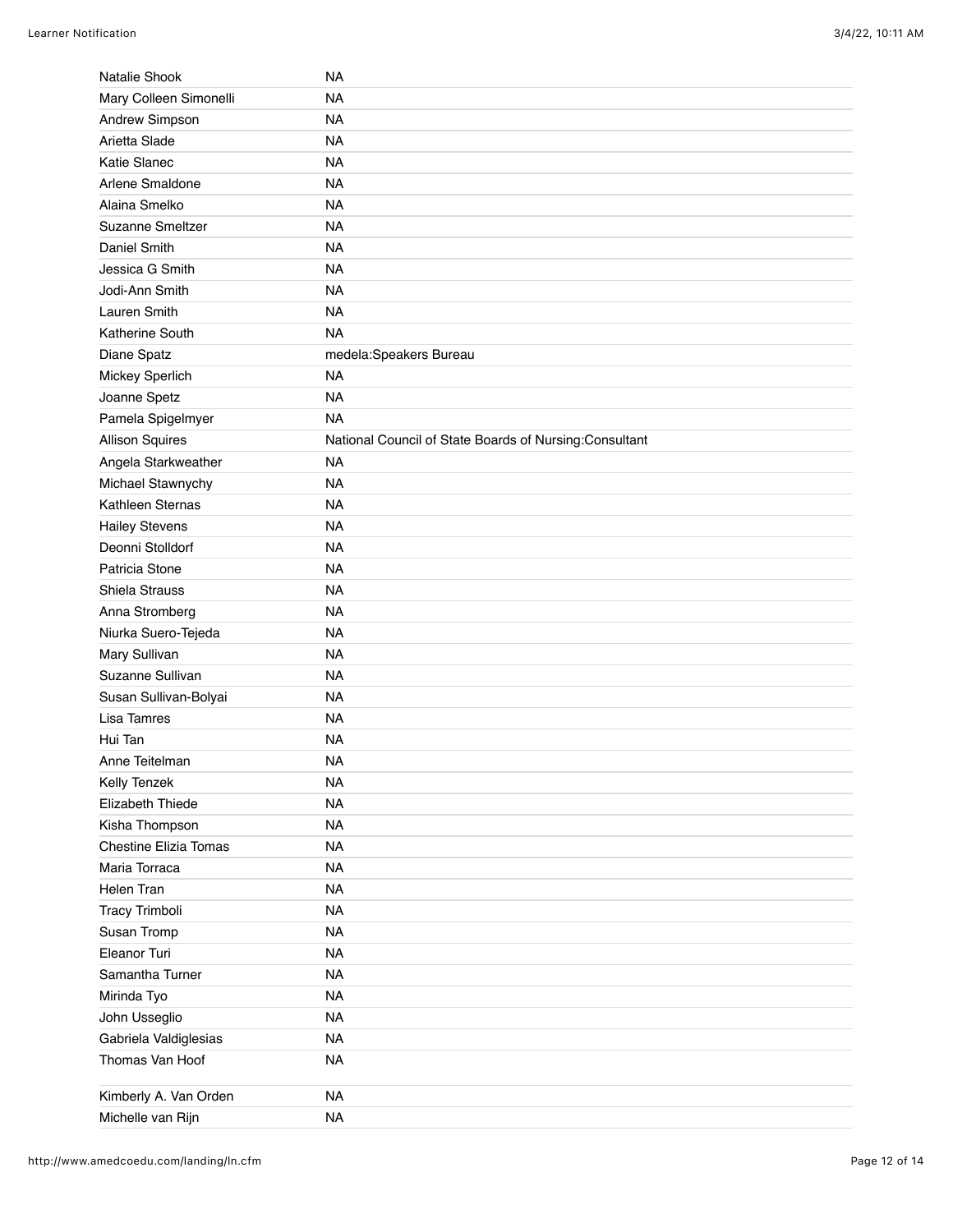| | |
|---|---|
| Natalie Shook | NA |
| Mary Colleen Simonelli | NA |
| Andrew Simpson | NA |
| Arietta Slade | NA |
| Katie Slanec | NA |
| Arlene Smaldone | NA |
| Alaina Smelko | NA |
| Suzanne Smeltzer | NA |
| Daniel Smith | NA |
| Jessica G Smith | NA |
| Jodi-Ann Smith | NA |
| Lauren Smith | NA |
| Katherine South | NA |
| Diane Spatz | medela:Speakers Bureau |
| Mickey Sperlich | NA |
| Joanne Spetz | NA |
| Pamela Spigelmyer | NA |
| Allison Squires | National Council of State Boards of Nursing:Consultant |
| Angela Starkweather | NA |
| Michael Stawnychy | NA |
| Kathleen Sternas | NA |
| Hailey Stevens | NA |
| Deonni Stolldorf | NA |
| Patricia Stone | NA |
| Shiela Strauss | NA |
| Anna Stromberg | NA |
| Niurka Suero-Tejeda | NA |
| Mary Sullivan | NA |
| Suzanne Sullivan | NA |
| Susan Sullivan-Bolyai | NA |
| Lisa Tamres | NA |
| Hui Tan | NA |
| Anne Teitelman | NA |
| Kelly Tenzek | NA |
| Elizabeth Thiede | NA |
| Kisha Thompson | NA |
| Chestine Elizia Tomas | NA |
| Maria Torraca | NA |
| Helen Tran | NA |
| Tracy Trimboli | NA |
| Susan Tromp | NA |
| Eleanor Turi | NA |
| Samantha Turner | NA |
| Mirinda Tyo | NA |
| John Usseglio | NA |
| Gabriela Valdiglesias | NA |
| Thomas Van Hoof | NA |
| Kimberly A. Van Orden | NA |
| Michelle van Rijn | NA |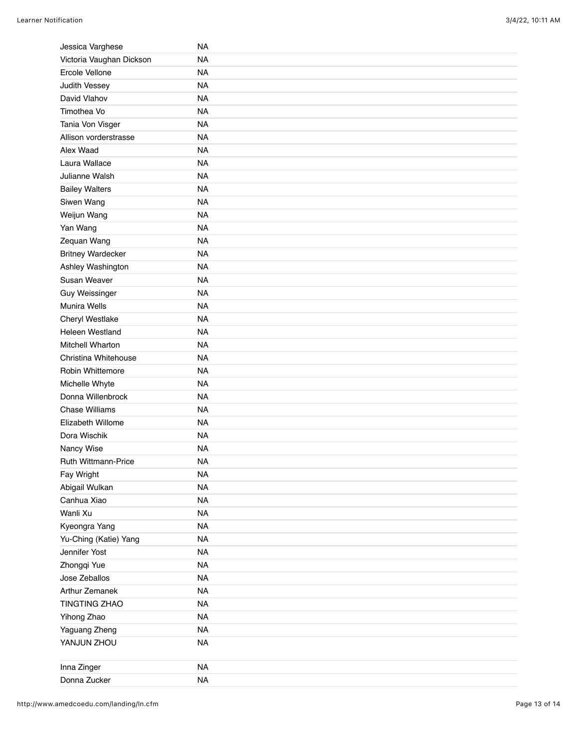| | |
|---|---|
| Jessica Varghese | NA |
| Victoria Vaughan Dickson | NA |
| Ercole Vellone | NA |
| Judith Vessey | NA |
| David Vlahov | NA |
| Timothea Vo | NA |
| Tania Von Visger | NA |
| Allison vorderstrasse | NA |
| Alex Waad | NA |
| Laura Wallace | NA |
| Julianne Walsh | NA |
| Bailey Walters | NA |
| Siwen Wang | NA |
| Weijun Wang | NA |
| Yan Wang | NA |
| Zequan Wang | NA |
| Britney Wardecker | NA |
| Ashley Washington | NA |
| Susan Weaver | NA |
| Guy Weissinger | NA |
| Munira Wells | NA |
| Cheryl Westlake | NA |
| Heleen Westland | NA |
| Mitchell Wharton | NA |
| Christina Whitehouse | NA |
| Robin Whittemore | NA |
| Michelle Whyte | NA |
| Donna Willenbrock | NA |
| Chase Williams | NA |
| Elizabeth Willome | NA |
| Dora Wischik | NA |
| Nancy Wise | NA |
| Ruth Wittmann-Price | NA |
| Fay Wright | NA |
| Abigail Wulkan | NA |
| Canhua Xiao | NA |
| Wanli Xu | NA |
| Kyeongra Yang | NA |
| Yu-Ching (Katie) Yang | NA |
| Jennifer Yost | NA |
| Zhongqi Yue | NA |
| Jose Zeballos | NA |
| Arthur Zemanek | NA |
| TINGTING ZHAO | NA |
| Yihong Zhao | NA |
| Yaguang Zheng | NA |
| YANJUN ZHOU | NA |
| Inna Zinger | NA |
| Donna Zucker | NA |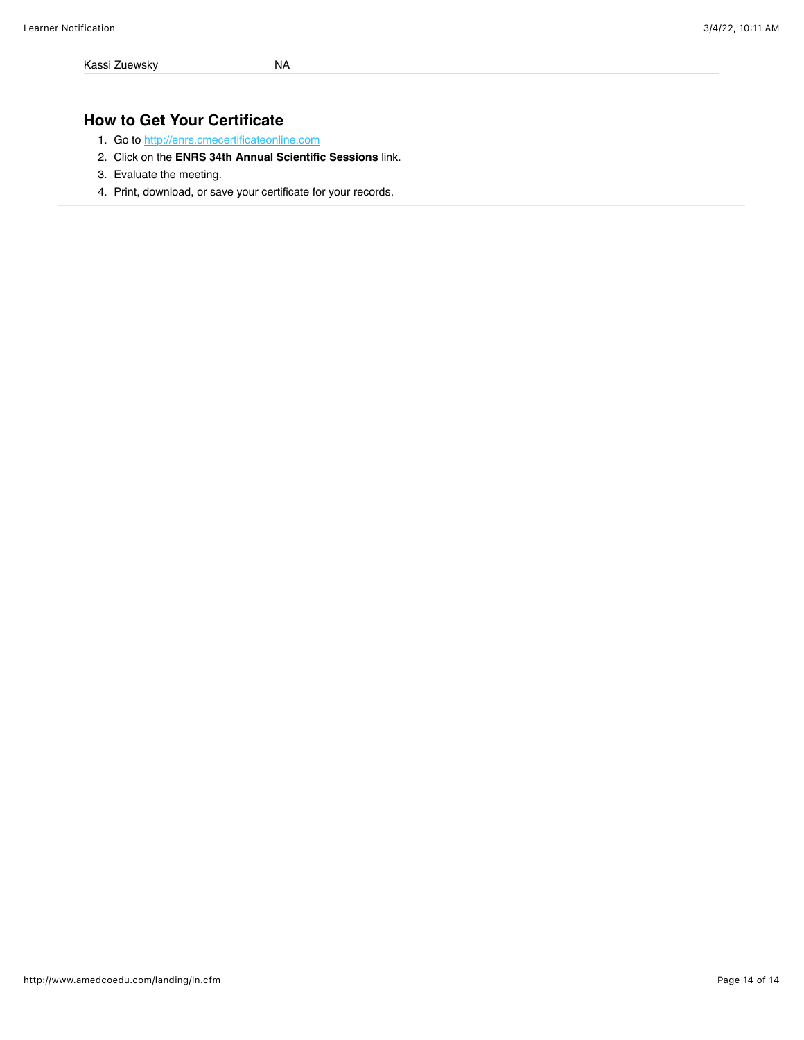| | |
|---|---|
| Kassi Zuewsky | NA |

## How to Get Your Certificate

1. Go to http://enrs.cmecertificateonline.com
2. Click on the **ENRS 34th Annual Scientific Sessions** link.
3. Evaluate the meeting.
4. Print, download, or save your certificate for your records.